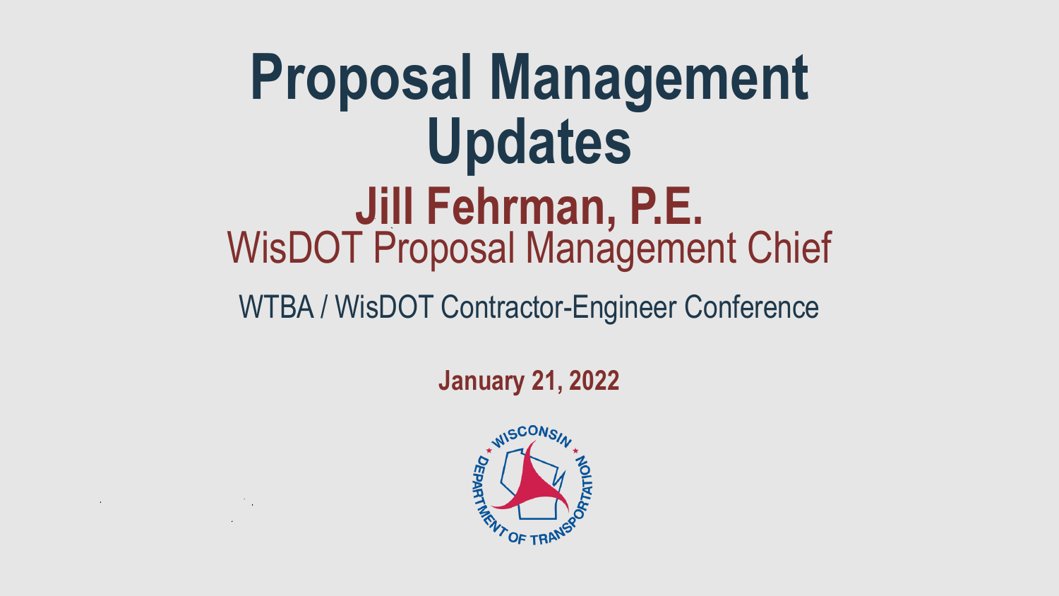# Proposal Management Updates

## Jill Fehrman, P.E.

WisDOT Proposal Management Chief

WTBA / WisDOT Contractor-Engineer Conference

**January 21, 2022**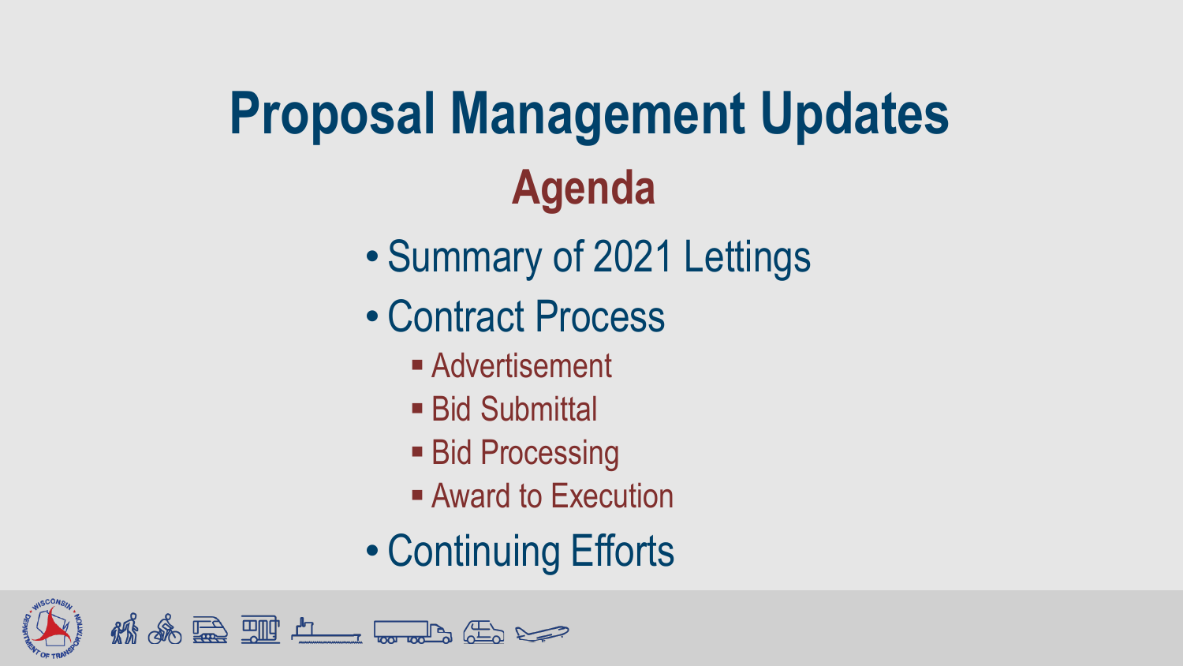# Proposal Management Updates

## Agenda

- Summary of 2021 Lettings
- Contract Process
  - Advertisement
  - Bid Submittal
  - Bid Processing
  - Award to Execution
- Continuing Efforts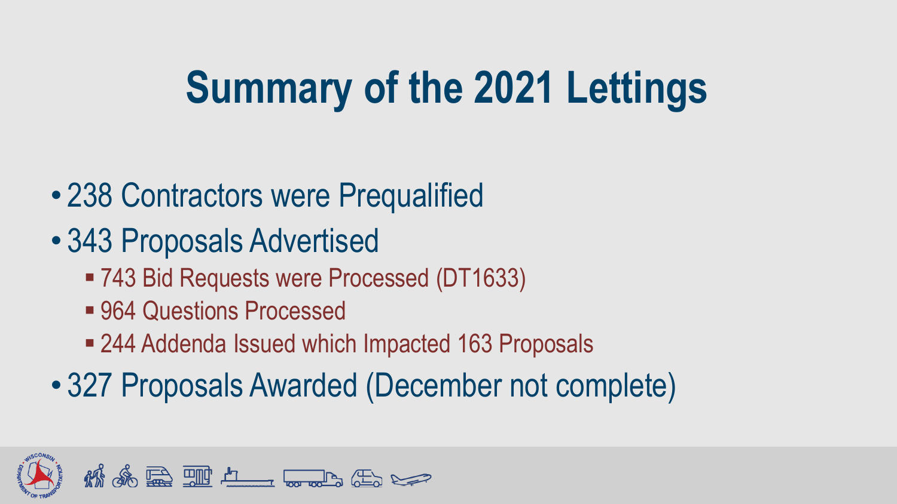# Summary of the 2021 Lettings

- 238 Contractors were Prequalified
- 343 Proposals Advertised
  - 743 Bid Requests were Processed (DT1633)
  - 964 Questions Processed
  - 244 Addenda Issued which Impacted 163 Proposals
- 327 Proposals Awarded (December not complete)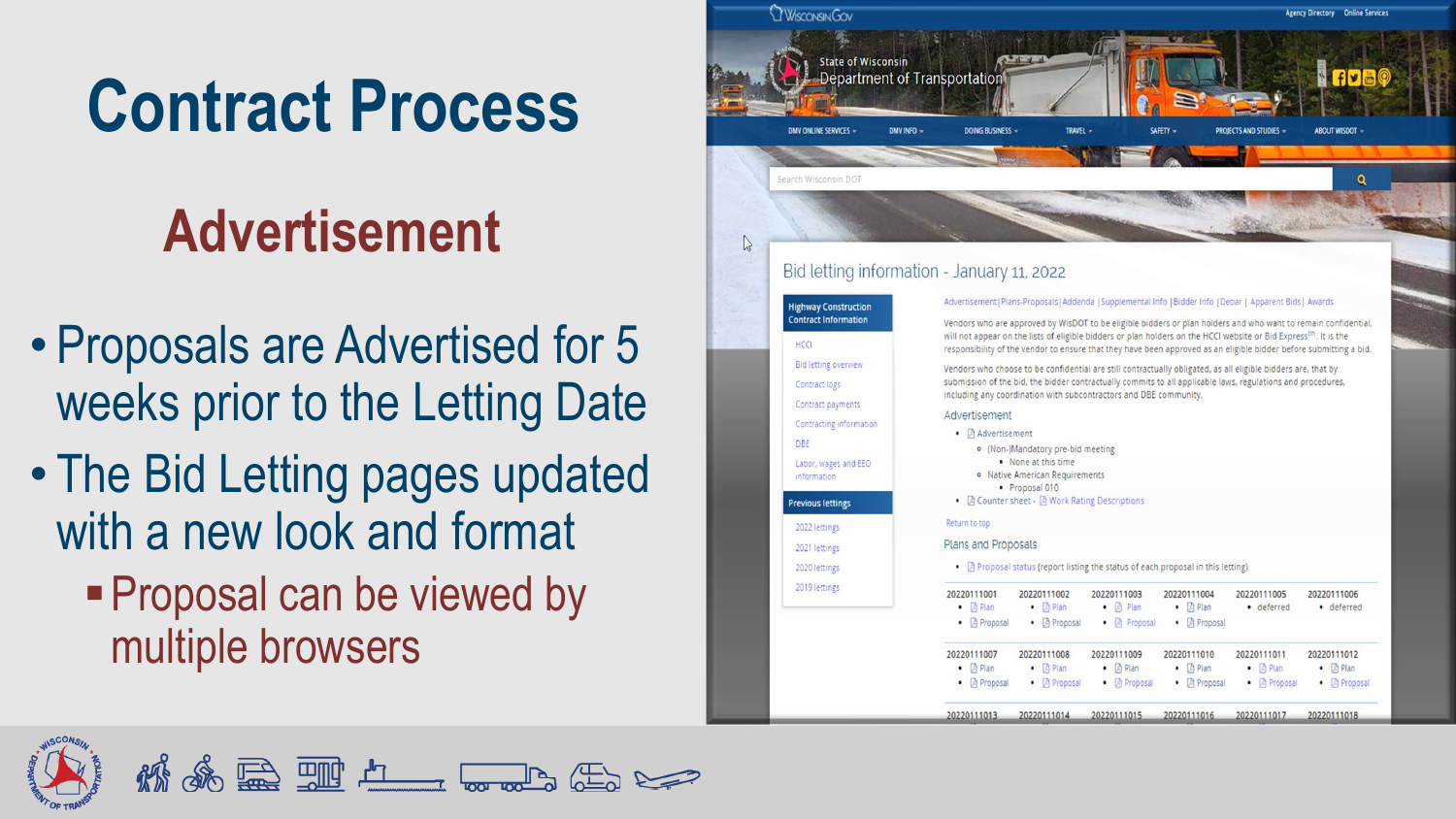# Contract Process

## Advertisement

- Proposals are Advertised for 5 weeks prior to the Letting Date
- The Bid Letting pages updated with a new look and format
  - Proposal can be viewed by multiple browsers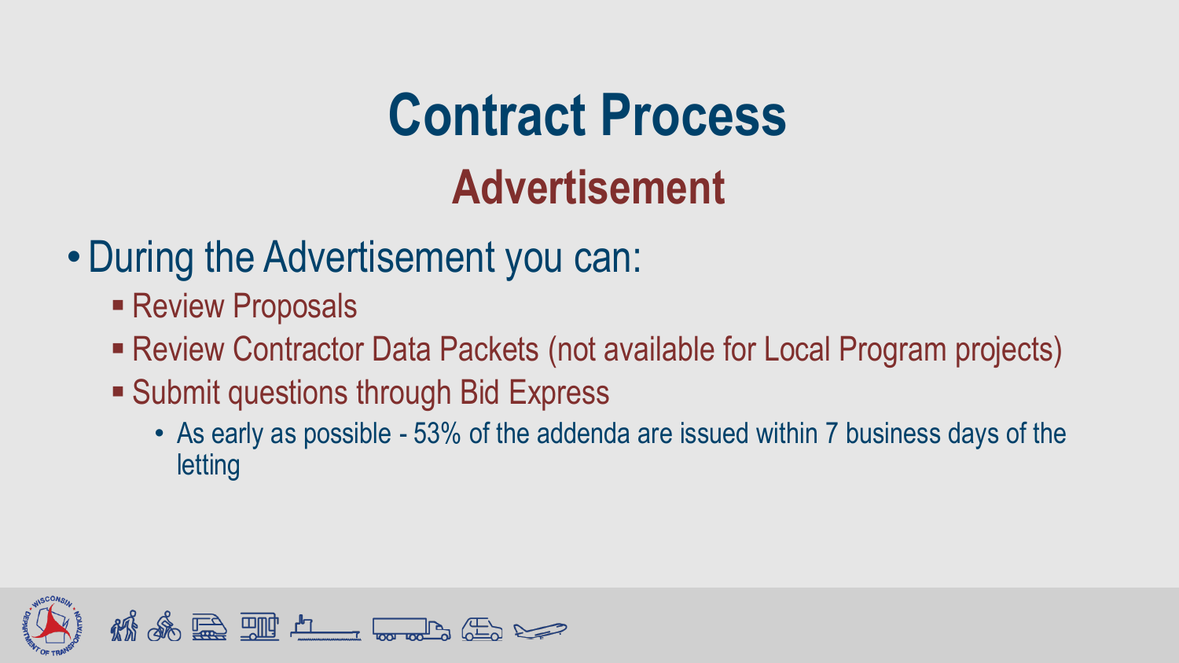# Contract Process

## Advertisement

- During the Advertisement you can:
  - Review Proposals
  - Review Contractor Data Packets (not available for Local Program projects)
  - Submit questions through Bid Express
    - As early as possible - 53% of the addenda are issued within 7 business days of the letting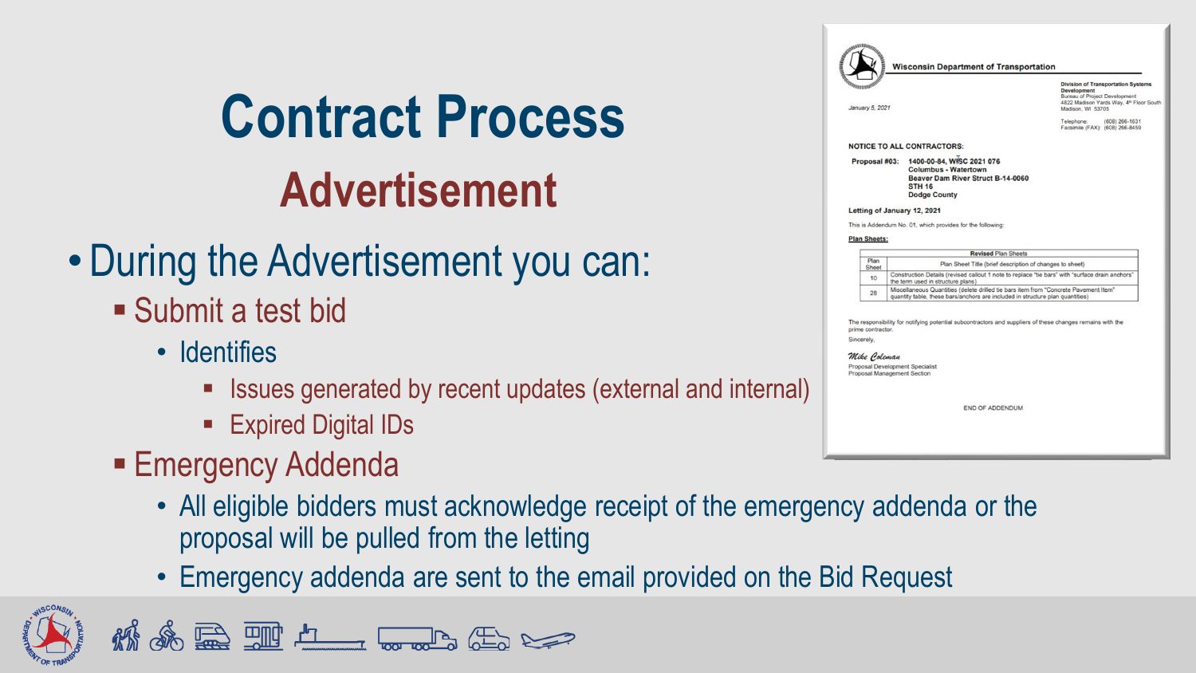# Contract Process

## Advertisement

- During the Advertisement you can:
  - Submit a test bid
    - Identifies
      - Issues generated by recent updates (external and internal)
      - Expired Digital IDs
  - Emergency Addenda
    - All eligible bidders must acknowledge receipt of the emergency addenda or the proposal will be pulled from the letting
    - Emergency addenda are sent to the email provided on the Bid Request

**Wisconsin Department of Transportation**

January 5, 2021

Division of Transportation Systems Development
Bureau of Project Development
4822 Madison Yards Way, 4th Floor South
Madison, WI 53705

Telephone: (608) 266-1631
Facsimile (FAX): (608) 266-8459

**NOTICE TO ALL CONTRACTORS:**

**Proposal #03:** **1400-00-84, WISC 2021 076**
**Columbus - Watertown**
**Beaver Dam River Struct B-14-0060**
**STH 16**
**Dodge County**

**Letting of January 12, 2021**

This is Addendum No. 01, which provides for the following:

**Plan Sheets:**

| Revised Plan Sheets | |
|---|---|
| Plan Sheet | Plan Sheet Title (brief description of changes to sheet) |
| 10 | Construction Details (revised callout 1 note to replace "tie bars" with "surface drain anchors" the term used in structure plans) |
| 28 | Miscellaneous Quantities (delete drilled tie bars item from "Concrete Pavement Item" quantity table, these bars/anchors are included in structure plan quantities) |

The responsibility for notifying potential subcontractors and suppliers of these changes remains with the prime contractor.

Sincerely,

*Mike Coleman*
Proposal Development Specialist
Proposal Management Section

END OF ADDENDUM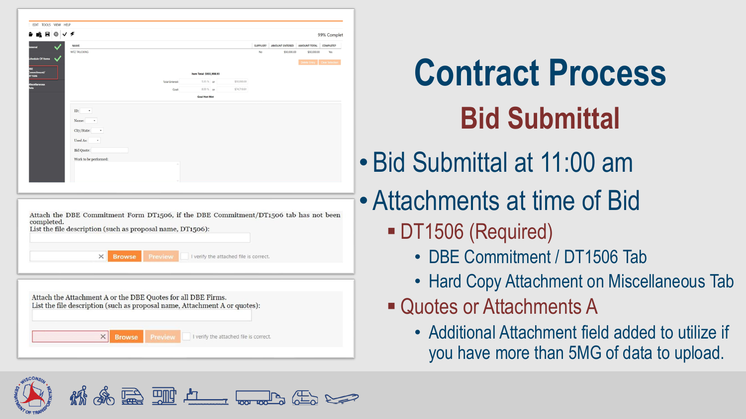# Contract Process

## Bid Submittal

- Bid Submittal at 11:00 am
- Attachments at time of Bid
  - DT1506 (Required)
    - DBE Commitment / DT1506 Tab
    - Hard Copy Attachment on Miscellaneous Tab
  - Quotes or Attachments A
    - Additional Attachment field added to utilize if you have more than 5MG of data to upload.

Attach the DBE Commitment Form DT1506, if the DBE Commitment/DT1506 tab has not been completed.
List the file description (such as proposal name, DT1506):

Browse | Preview | I verify the attached file is correct.

Attach the Attachment A or the DBE Quotes for all DBE Firms.
List the file description (such as proposal name, Attachment A or quotes):

Browse | Preview | I verify the attached file is correct.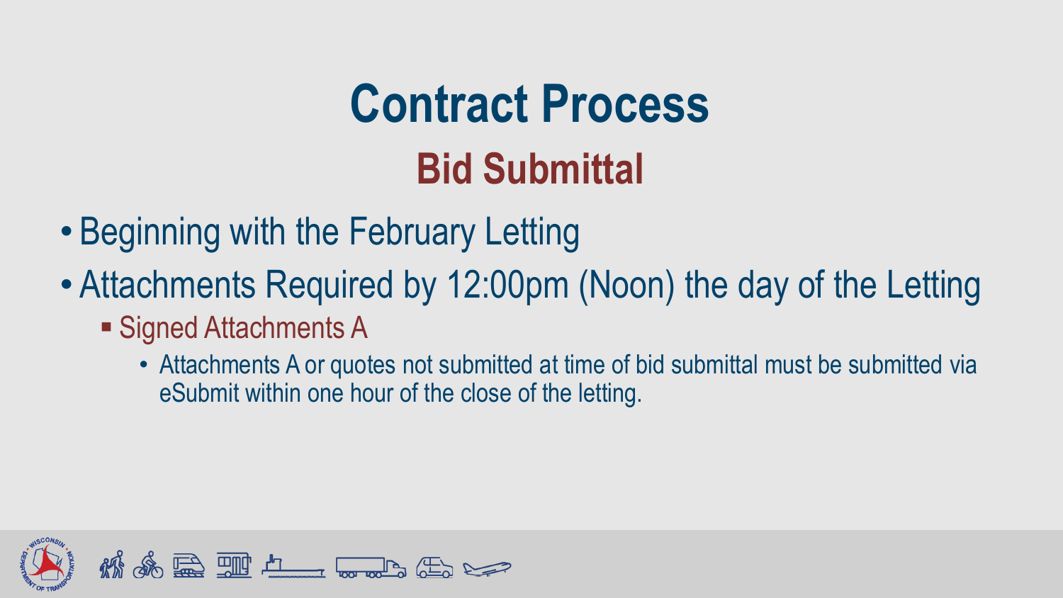# Contract Process

## Bid Submittal

- Beginning with the February Letting
- Attachments Required by 12:00pm (Noon) the day of the Letting
  - Signed Attachments A
    - Attachments A or quotes not submitted at time of bid submittal must be submitted via eSubmit within one hour of the close of the letting.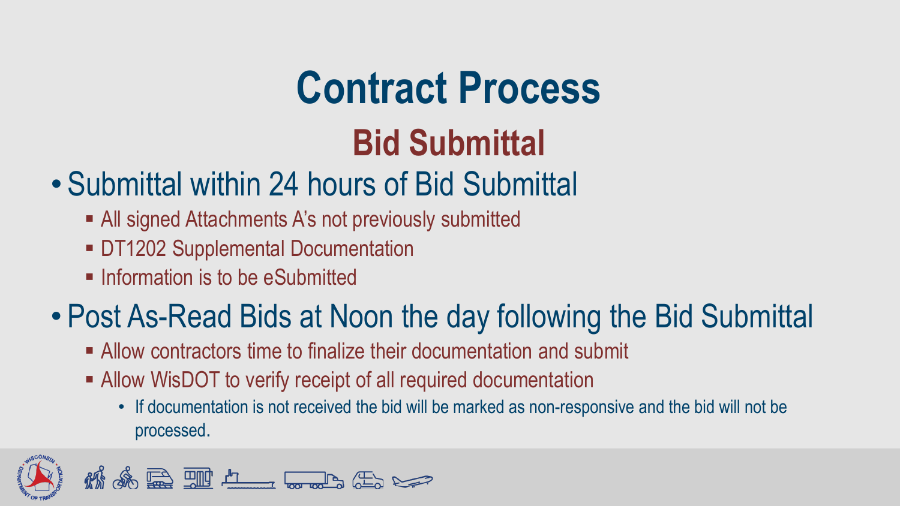# Contract Process

## Bid Submittal

- Submittal within 24 hours of Bid Submittal
  - All signed Attachments A's not previously submitted
  - DT1202 Supplemental Documentation
  - Information is to be eSubmitted
- Post As-Read Bids at Noon the day following the Bid Submittal
  - Allow contractors time to finalize their documentation and submit
  - Allow WisDOT to verify receipt of all required documentation
    - If documentation is not received the bid will be marked as non-responsive and the bid will not be processed.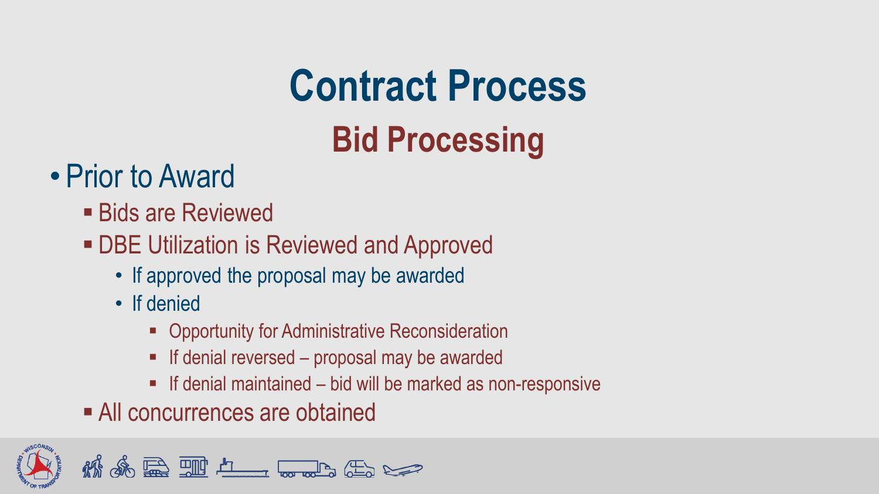# Contract Process

## Bid Processing

- Prior to Award
  - Bids are Reviewed
  - DBE Utilization is Reviewed and Approved
    - If approved the proposal may be awarded
    - If denied
      - Opportunity for Administrative Reconsideration
      - If denial reversed – proposal may be awarded
      - If denial maintained – bid will be marked as non-responsive
  - All concurrences are obtained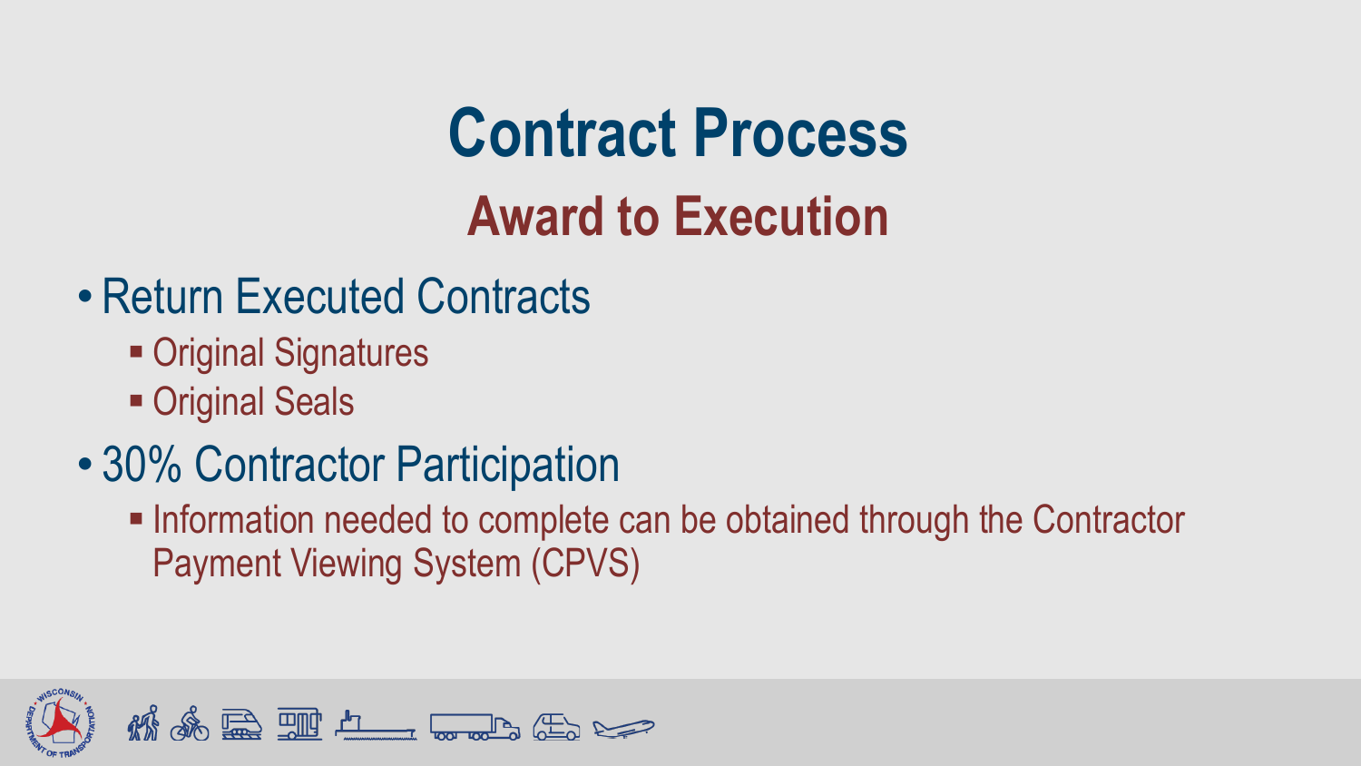# Contract Process

## Award to Execution

- Return Executed Contracts
  - Original Signatures
  - Original Seals
- 30% Contractor Participation
  - Information needed to complete can be obtained through the Contractor Payment Viewing System (CPVS)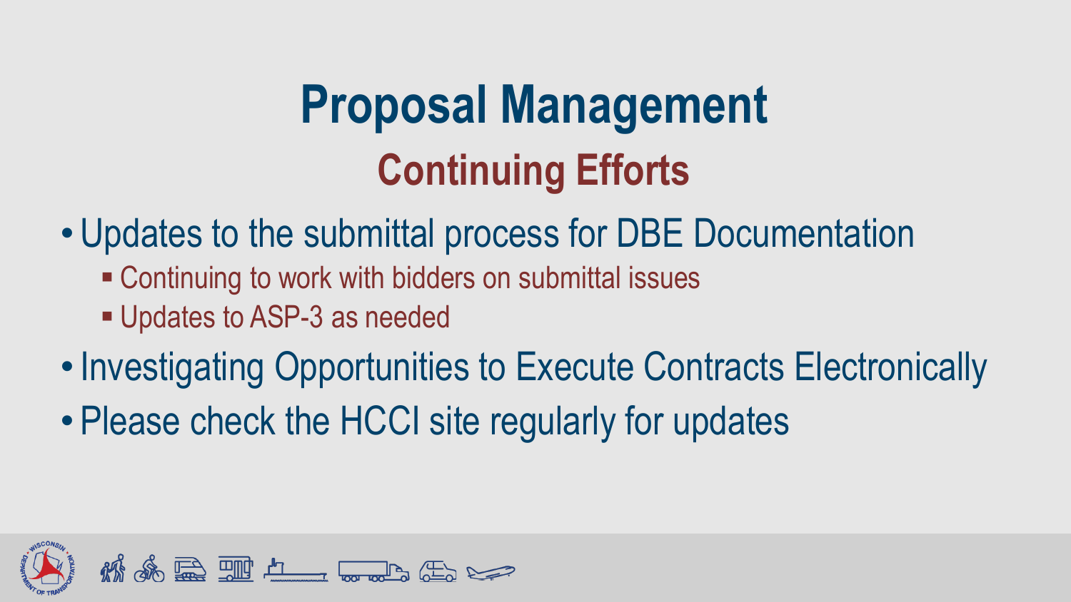# Proposal Management

## Continuing Efforts

- Updates to the submittal process for DBE Documentation
  - Continuing to work with bidders on submittal issues
  - Updates to ASP-3 as needed
- Investigating Opportunities to Execute Contracts Electronically
- Please check the HCCI site regularly for updates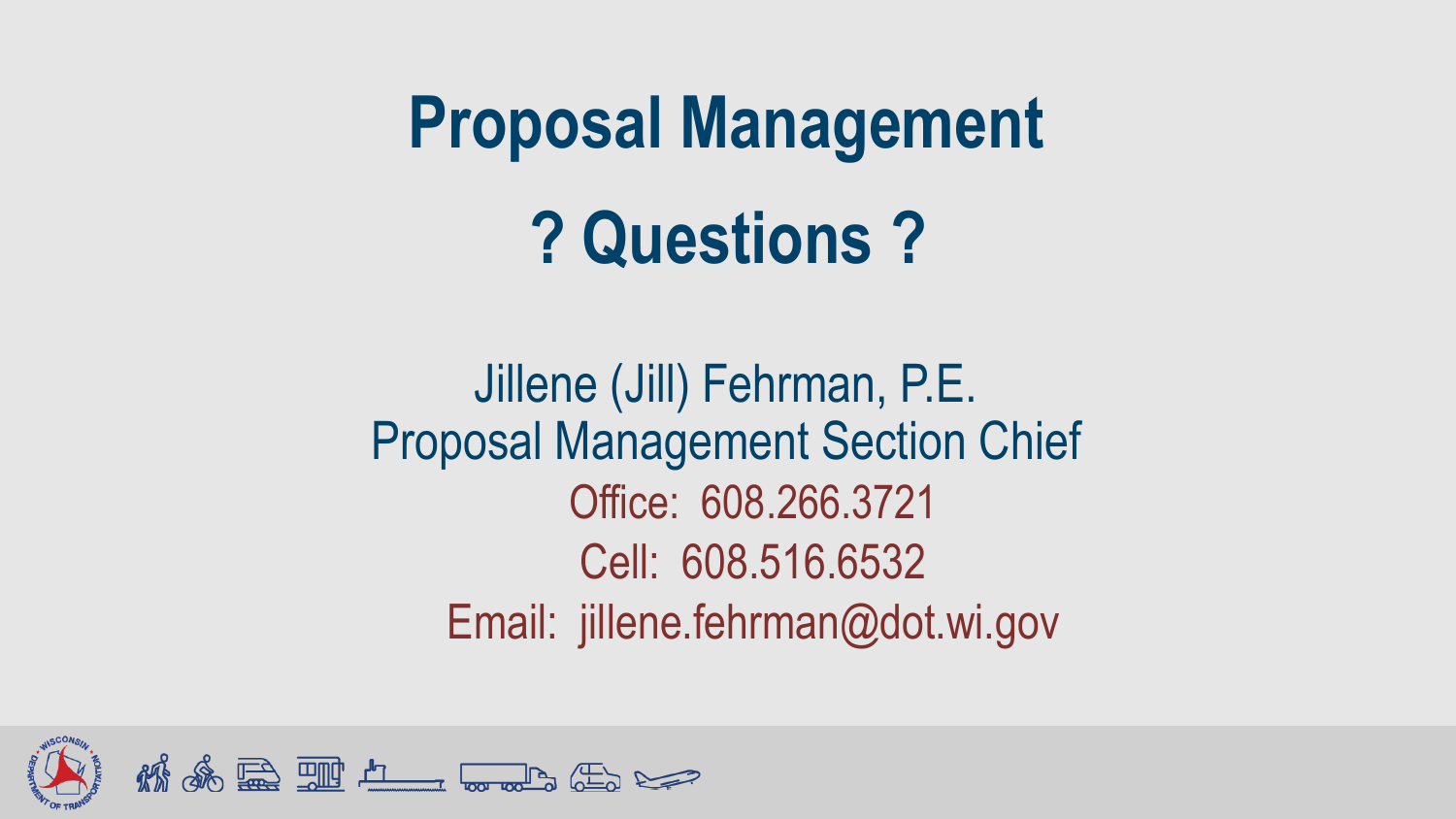# Proposal Management

## ? Questions ?

Jillene (Jill) Fehrman, P.E.
Proposal Management Section Chief

Office: 608.266.3721

Cell: 608.516.6532

Email: jillene.fehrman@dot.wi.gov